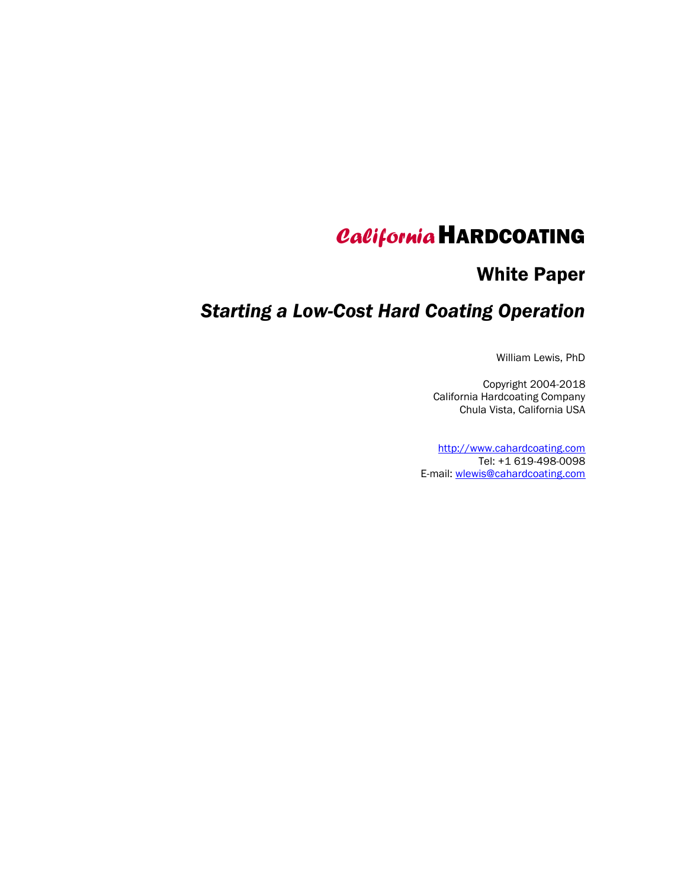# *California* HARDCOATING

## White Paper

## *Starting a Low-Cost Hard Coating Operation*

William Lewis, PhD

Copyright 2004-2018
California Hardcoating Company
Chula Vista, California USA

http://www.cahardcoating.com
Tel: +1 619-498-0098
E-mail: wlewis@cahardcoating.com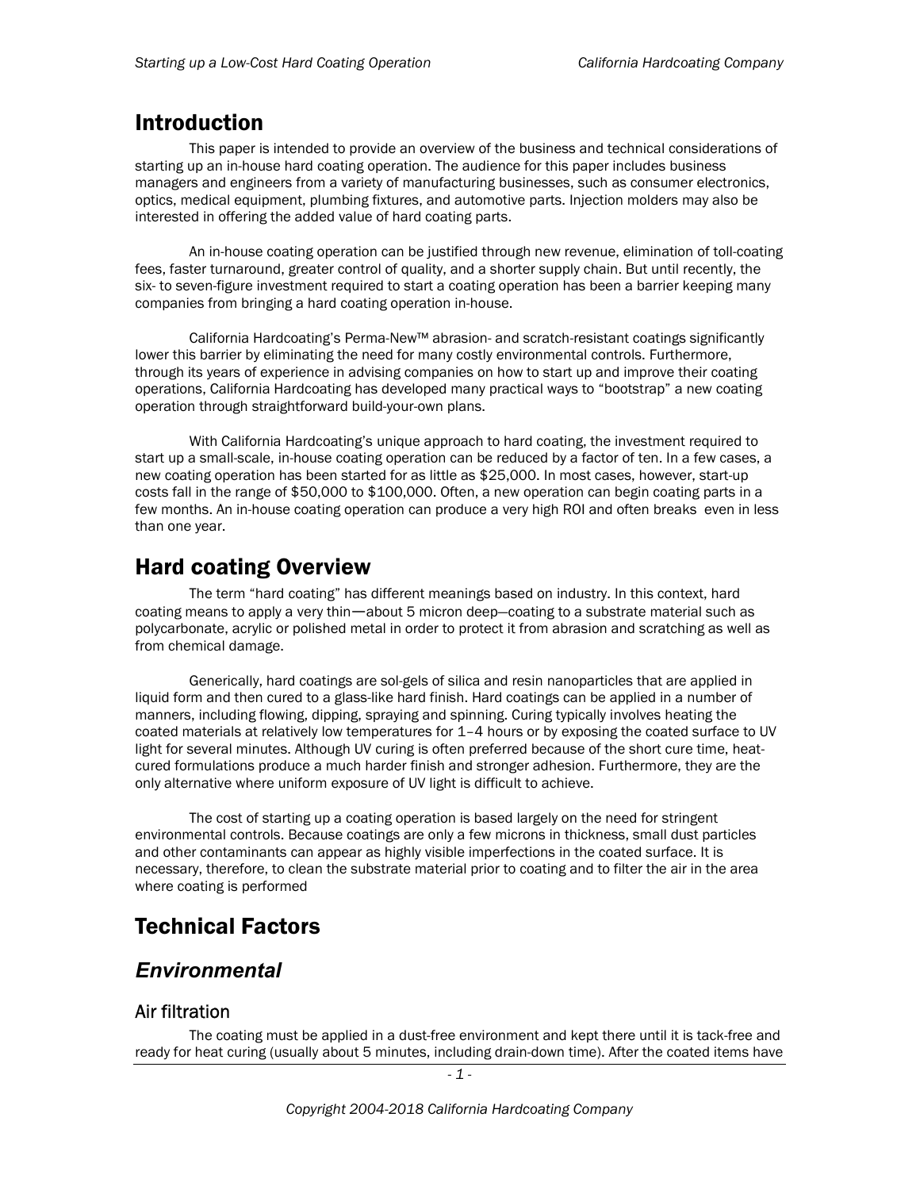// Introduction

This paper is intended to provide an overview of the business and technical considerations of starting up an in-house hard coating operation. The audience for this paper includes business managers and engineers from a variety of manufacturing businesses, such as consumer electronics, optics, medical equipment, plumbing fixtures, and automotive parts. Injection molders may also be interested in offering the added value of hard coating parts.

An in-house coating operation can be justified through new revenue, elimination of toll-coating fees, faster turnaround, greater control of quality, and a shorter supply chain. But until recently, the six- to seven-figure investment required to start a coating operation has been a barrier keeping many companies from bringing a hard coating operation in-house.

California Hardcoating's Perma-New™ abrasion- and scratch-resistant coatings significantly lower this barrier by eliminating the need for many costly environmental controls. Furthermore, through its years of experience in advising companies on how to start up and improve their coating operations, California Hardcoating has developed many practical ways to "bootstrap" a new coating operation through straightforward build-your-own plans.

With California Hardcoating's unique approach to hard coating, the investment required to start up a small-scale, in-house coating operation can be reduced by a factor of ten. In a few cases, a new coating operation has been started for as little as $25,000. In most cases, however, start-up costs fall in the range of $50,000 to $100,000. Often, a new operation can begin coating parts in a few months. An in-house coating operation can produce a very high ROI and often breaks even in less than one year.

# Hard coating Overview

The term "hard coating" has different meanings based on industry. In this context, hard coating means to apply a very thin—about 5 micron deep—coating to a substrate material such as polycarbonate, acrylic or polished metal in order to protect it from abrasion and scratching as well as from chemical damage.

Generically, hard coatings are sol-gels of silica and resin nanoparticles that are applied in liquid form and then cured to a glass-like hard finish. Hard coatings can be applied in a number of manners, including flowing, dipping, spraying and spinning. Curing typically involves heating the coated materials at relatively low temperatures for 1–4 hours or by exposing the coated surface to UV light for several minutes. Although UV curing is often preferred because of the short cure time, heat-cured formulations produce a much harder finish and stronger adhesion. Furthermore, they are the only alternative where uniform exposure of UV light is difficult to achieve.

The cost of starting up a coating operation is based largely on the need for stringent environmental controls. Because coatings are only a few microns in thickness, small dust particles and other contaminants can appear as highly visible imperfections in the coated surface. It is necessary, therefore, to clean the substrate material prior to coating and to filter the air in the area where coating is performed

# Technical Factors

## *Environmental*

### Air filtration

The coating must be applied in a dust-free environment and kept there until it is tack-free and ready for heat curing (usually about 5 minutes, including drain-down time). After the coated items have

# Introduction

This paper is intended to provide an overview of the business and technical considerations of starting up an in-house hard coating operation. The audience for this paper includes business managers and engineers from a variety of manufacturing businesses, such as consumer electronics, optics, medical equipment, plumbing fixtures, and automotive parts. Injection molders may also be interested in offering the added value of hard coating parts.

An in-house coating operation can be justified through new revenue, elimination of toll-coating fees, faster turnaround, greater control of quality, and a shorter supply chain. But until recently, the six- to seven-figure investment required to start a coating operation has been a barrier keeping many companies from bringing a hard coating operation in-house.

California Hardcoating's Perma-New™ abrasion- and scratch-resistant coatings significantly lower this barrier by eliminating the need for many costly environmental controls. Furthermore, through its years of experience in advising companies on how to start up and improve their coating operations, California Hardcoating has developed many practical ways to "bootstrap" a new coating operation through straightforward build-your-own plans.

With California Hardcoating's unique approach to hard coating, the investment required to start up a small-scale, in-house coating operation can be reduced by a factor of ten. In a few cases, a new coating operation has been started for as little as $25,000. In most cases, however, start-up costs fall in the range of $50,000 to $100,000. Often, a new operation can begin coating parts in a few months. An in-house coating operation can produce a very high ROI and often breaks even in less than one year.

# Hard coating Overview

The term "hard coating" has different meanings based on industry. In this context, hard coating means to apply a very thin—about 5 micron deep—coating to a substrate material such as polycarbonate, acrylic or polished metal in order to protect it from abrasion and scratching as well as from chemical damage.

Generically, hard coatings are sol-gels of silica and resin nanoparticles that are applied in liquid form and then cured to a glass-like hard finish. Hard coatings can be applied in a number of manners, including flowing, dipping, spraying and spinning. Curing typically involves heating the coated materials at relatively low temperatures for 1–4 hours or by exposing the coated surface to UV light for several minutes. Although UV curing is often preferred because of the short cure time, heat-cured formulations produce a much harder finish and stronger adhesion. Furthermore, they are the only alternative where uniform exposure of UV light is difficult to achieve.

The cost of starting up a coating operation is based largely on the need for stringent environmental controls. Because coatings are only a few microns in thickness, small dust particles and other contaminants can appear as highly visible imperfections in the coated surface. It is necessary, therefore, to clean the substrate material prior to coating and to filter the air in the area where coating is performed

# Technical Factors

## *Environmental*

### Air filtration

The coating must be applied in a dust-free environment and kept there until it is tack-free and ready for heat curing (usually about 5 minutes, including drain-down time). After the coated items have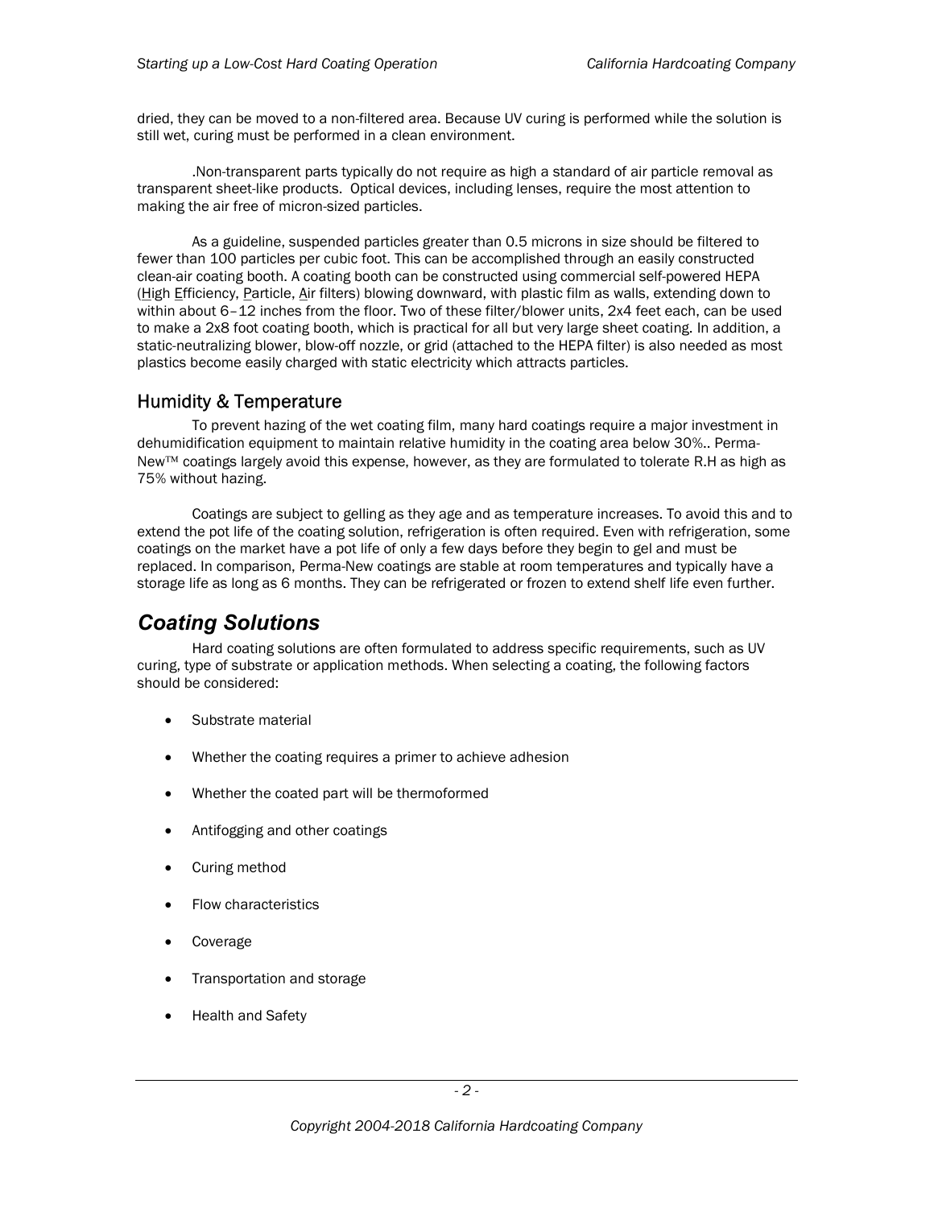dried, they can be moved to a non-filtered area. Because UV curing is performed while the solution is still wet, curing must be performed in a clean environment.

.Non-transparent parts typically do not require as high a standard of air particle removal as transparent sheet-like products. Optical devices, including lenses, require the most attention to making the air free of micron-sized particles.

As a guideline, suspended particles greater than 0.5 microns in size should be filtered to fewer than 100 particles per cubic foot. This can be accomplished through an easily constructed clean-air coating booth. A coating booth can be constructed using commercial self-powered HEPA (High Efficiency, Particle, Air filters) blowing downward, with plastic film as walls, extending down to within about 6–12 inches from the floor. Two of these filter/blower units, 2x4 feet each, can be used to make a 2x8 foot coating booth, which is practical for all but very large sheet coating. In addition, a static-neutralizing blower, blow-off nozzle, or grid (attached to the HEPA filter) is also needed as most plastics become easily charged with static electricity which attracts particles.

## Humidity & Temperature

To prevent hazing of the wet coating film, many hard coatings require a major investment in dehumidification equipment to maintain relative humidity in the coating area below 30%.. Perma-New™ coatings largely avoid this expense, however, as they are formulated to tolerate R.H as high as 75% without hazing.

Coatings are subject to gelling as they age and as temperature increases. To avoid this and to extend the pot life of the coating solution, refrigeration is often required. Even with refrigeration, some coatings on the market have a pot life of only a few days before they begin to gel and must be replaced. In comparison, Perma-New coatings are stable at room temperatures and typically have a storage life as long as 6 months. They can be refrigerated or frozen to extend shelf life even further.

# *Coating Solutions*

Hard coating solutions are often formulated to address specific requirements, such as UV curing, type of substrate or application methods. When selecting a coating, the following factors should be considered:

- Substrate material
- Whether the coating requires a primer to achieve adhesion
- Whether the coated part will be thermoformed
- Antifogging and other coatings
- Curing method
- Flow characteristics
- Coverage
- Transportation and storage
- Health and Safety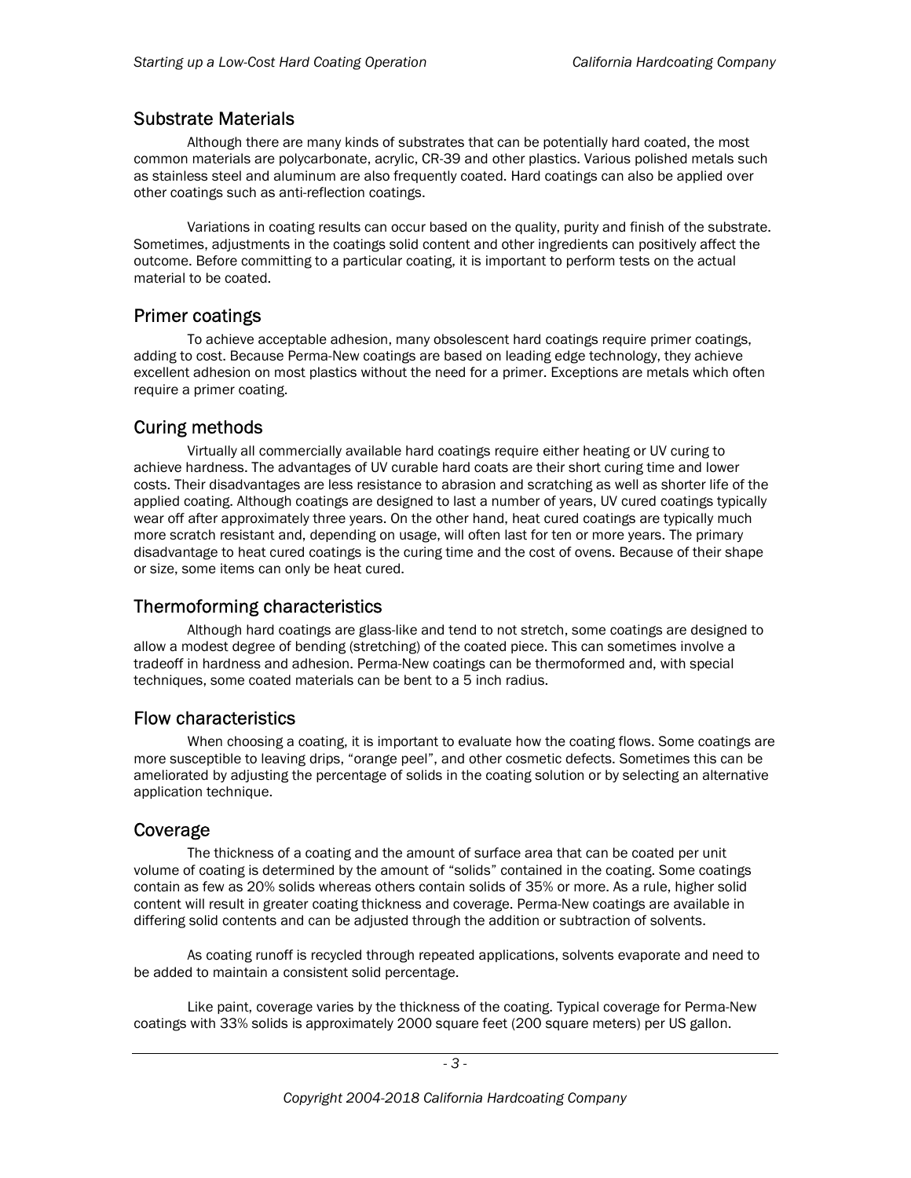## Substrate Materials

Although there are many kinds of substrates that can be potentially hard coated, the most common materials are polycarbonate, acrylic, CR-39 and other plastics. Various polished metals such as stainless steel and aluminum are also frequently coated. Hard coatings can also be applied over other coatings such as anti-reflection coatings.

Variations in coating results can occur based on the quality, purity and finish of the substrate. Sometimes, adjustments in the coatings solid content and other ingredients can positively affect the outcome. Before committing to a particular coating, it is important to perform tests on the actual material to be coated.

## Primer coatings

To achieve acceptable adhesion, many obsolescent hard coatings require primer coatings, adding to cost. Because Perma-New coatings are based on leading edge technology, they achieve excellent adhesion on most plastics without the need for a primer. Exceptions are metals which often require a primer coating.

## Curing methods

Virtually all commercially available hard coatings require either heating or UV curing to achieve hardness. The advantages of UV curable hard coats are their short curing time and lower costs. Their disadvantages are less resistance to abrasion and scratching as well as shorter life of the applied coating. Although coatings are designed to last a number of years, UV cured coatings typically wear off after approximately three years. On the other hand, heat cured coatings are typically much more scratch resistant and, depending on usage, will often last for ten or more years. The primary disadvantage to heat cured coatings is the curing time and the cost of ovens. Because of their shape or size, some items can only be heat cured.

## Thermoforming characteristics

Although hard coatings are glass-like and tend to not stretch, some coatings are designed to allow a modest degree of bending (stretching) of the coated piece. This can sometimes involve a tradeoff in hardness and adhesion. Perma-New coatings can be thermoformed and, with special techniques, some coated materials can be bent to a 5 inch radius.

## Flow characteristics

When choosing a coating, it is important to evaluate how the coating flows. Some coatings are more susceptible to leaving drips, "orange peel", and other cosmetic defects. Sometimes this can be ameliorated by adjusting the percentage of solids in the coating solution or by selecting an alternative application technique.

## Coverage

The thickness of a coating and the amount of surface area that can be coated per unit volume of coating is determined by the amount of "solids" contained in the coating. Some coatings contain as few as 20% solids whereas others contain solids of 35% or more. As a rule, higher solid content will result in greater coating thickness and coverage. Perma-New coatings are available in differing solid contents and can be adjusted through the addition or subtraction of solvents.

As coating runoff is recycled through repeated applications, solvents evaporate and need to be added to maintain a consistent solid percentage.

Like paint, coverage varies by the thickness of the coating. Typical coverage for Perma-New coatings with 33% solids is approximately 2000 square feet (200 square meters) per US gallon.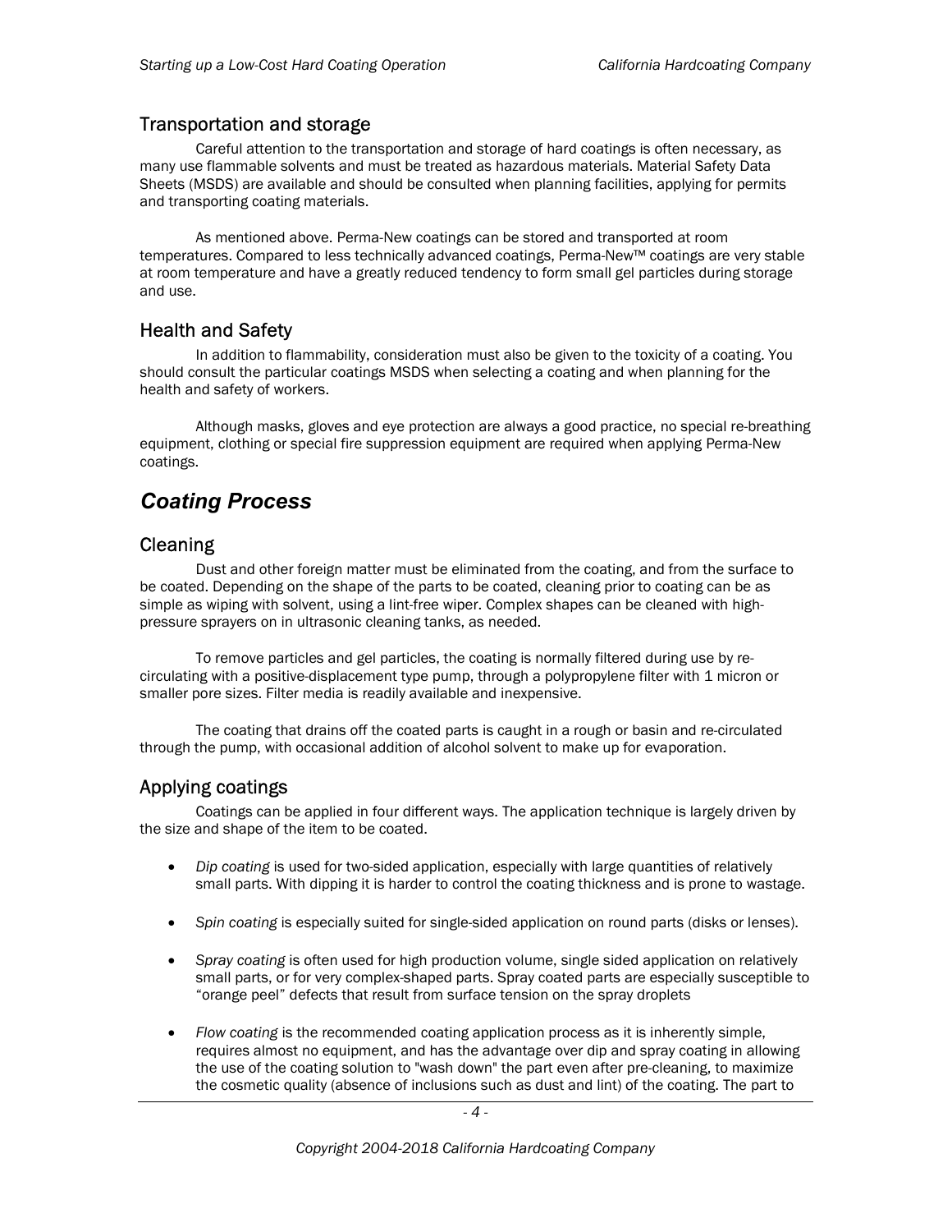## Transportation and storage

Careful attention to the transportation and storage of hard coatings is often necessary, as many use flammable solvents and must be treated as hazardous materials. Material Safety Data Sheets (MSDS) are available and should be consulted when planning facilities, applying for permits and transporting coating materials.

As mentioned above. Perma-New coatings can be stored and transported at room temperatures. Compared to less technically advanced coatings, Perma-New™ coatings are very stable at room temperature and have a greatly reduced tendency to form small gel particles during storage and use.

## Health and Safety

In addition to flammability, consideration must also be given to the toxicity of a coating. You should consult the particular coatings MSDS when selecting a coating and when planning for the health and safety of workers.

Although masks, gloves and eye protection are always a good practice, no special re-breathing equipment, clothing or special fire suppression equipment are required when applying Perma-New coatings.

# *Coating Process*

## Cleaning

Dust and other foreign matter must be eliminated from the coating, and from the surface to be coated. Depending on the shape of the parts to be coated, cleaning prior to coating can be as simple as wiping with solvent, using a lint-free wiper. Complex shapes can be cleaned with high-pressure sprayers on in ultrasonic cleaning tanks, as needed.

To remove particles and gel particles, the coating is normally filtered during use by re-circulating with a positive-displacement type pump, through a polypropylene filter with 1 micron or smaller pore sizes. Filter media is readily available and inexpensive.

The coating that drains off the coated parts is caught in a rough or basin and re-circulated through the pump, with occasional addition of alcohol solvent to make up for evaporation.

## Applying coatings

Coatings can be applied in four different ways. The application technique is largely driven by the size and shape of the item to be coated.

- *Dip coating* is used for two-sided application, especially with large quantities of relatively small parts. With dipping it is harder to control the coating thickness and is prone to wastage.
- *Spin coating* is especially suited for single-sided application on round parts (disks or lenses).
- *Spray coating* is often used for high production volume, single sided application on relatively small parts, or for very complex-shaped parts. Spray coated parts are especially susceptible to "orange peel" defects that result from surface tension on the spray droplets
- *Flow coating* is the recommended coating application process as it is inherently simple, requires almost no equipment, and has the advantage over dip and spray coating in allowing the use of the coating solution to "wash down" the part even after pre-cleaning, to maximize the cosmetic quality (absence of inclusions such as dust and lint) of the coating. The part to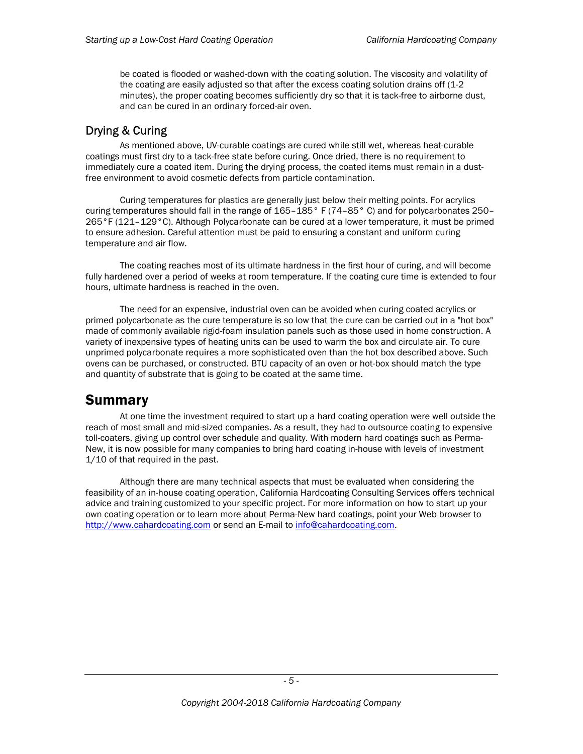be coated is flooded or washed-down with the coating solution. The viscosity and volatility of the coating are easily adjusted so that after the excess coating solution drains off (1-2 minutes), the proper coating becomes sufficiently dry so that it is tack-free to airborne dust, and can be cured in an ordinary forced-air oven.

## Drying & Curing

As mentioned above, UV-curable coatings are cured while still wet, whereas heat-curable coatings must first dry to a tack-free state before curing. Once dried, there is no requirement to immediately cure a coated item. During the drying process, the coated items must remain in a dust-free environment to avoid cosmetic defects from particle contamination.

Curing temperatures for plastics are generally just below their melting points. For acrylics curing temperatures should fall in the range of 165–185° F (74–85° C) and for polycarbonates 250–265°F (121–129°C). Although Polycarbonate can be cured at a lower temperature, it must be primed to ensure adhesion. Careful attention must be paid to ensuring a constant and uniform curing temperature and air flow.

The coating reaches most of its ultimate hardness in the first hour of curing, and will become fully hardened over a period of weeks at room temperature. If the coating cure time is extended to four hours, ultimate hardness is reached in the oven.

The need for an expensive, industrial oven can be avoided when curing coated acrylics or primed polycarbonate as the cure temperature is so low that the cure can be carried out in a "hot box" made of commonly available rigid-foam insulation panels such as those used in home construction. A variety of inexpensive types of heating units can be used to warm the box and circulate air. To cure unprimed polycarbonate requires a more sophisticated oven than the hot box described above. Such ovens can be purchased, or constructed. BTU capacity of an oven or hot-box should match the type and quantity of substrate that is going to be coated at the same time.

# Summary

At one time the investment required to start up a hard coating operation were well outside the reach of most small and mid-sized companies. As a result, they had to outsource coating to expensive toll-coaters, giving up control over schedule and quality. With modern hard coatings such as Perma-New, it is now possible for many companies to bring hard coating in-house with levels of investment 1/10 of that required in the past.

Although there are many technical aspects that must be evaluated when considering the feasibility of an in-house coating operation, California Hardcoating Consulting Services offers technical advice and training customized to your specific project. For more information on how to start up your own coating operation or to learn more about Perma-New hard coatings, point your Web browser to [http://www.cahardcoating.com](http://www.cahardcoating.com) or send an E-mail to [info@cahardcoating.com](mailto:info@cahardcoating.com).